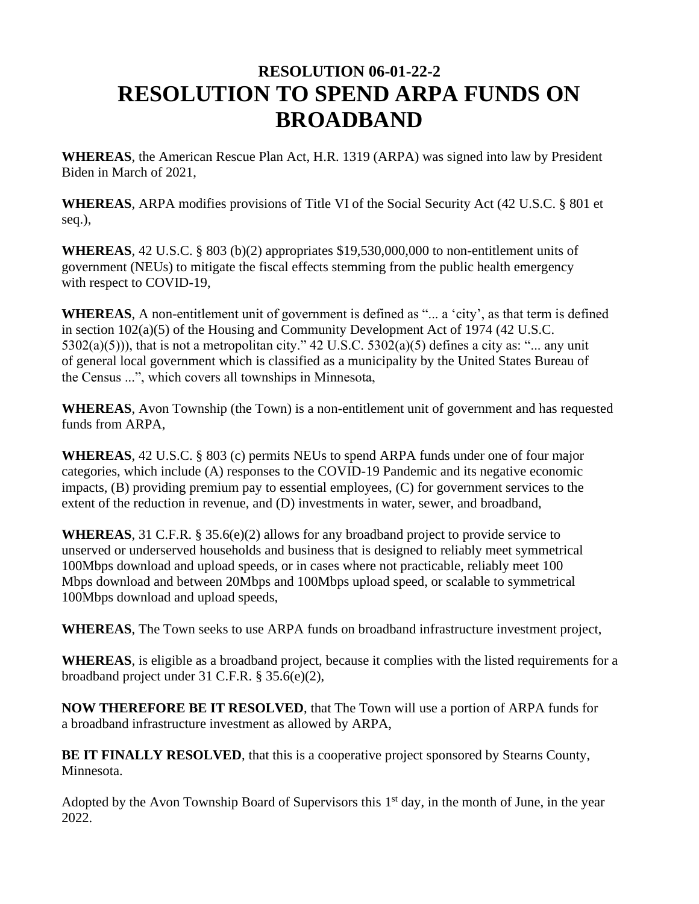# RESOLUTION 06-01-22-2
# RESOLUTION TO SPEND ARPA FUNDS ON BROADBAND

**WHEREAS**, the American Rescue Plan Act, H.R. 1319 (ARPA) was signed into law by President Biden in March of 2021,

**WHEREAS**, ARPA modifies provisions of Title VI of the Social Security Act (42 U.S.C. § 801 et seq.),

**WHEREAS**, 42 U.S.C. § 803 (b)(2) appropriates $19,530,000,000 to non-entitlement units of government (NEUs) to mitigate the fiscal effects stemming from the public health emergency with respect to COVID-19,

**WHEREAS**, A non-entitlement unit of government is defined as "... a 'city', as that term is defined in section 102(a)(5) of the Housing and Community Development Act of 1974 (42 U.S.C. 5302(a)(5))), that is not a metropolitan city." 42 U.S.C. 5302(a)(5) defines a city as: "... any unit of general local government which is classified as a municipality by the United States Bureau of the Census ...", which covers all townships in Minnesota,

**WHEREAS**, Avon Township (the Town) is a non-entitlement unit of government and has requested funds from ARPA,

**WHEREAS**, 42 U.S.C. § 803 (c) permits NEUs to spend ARPA funds under one of four major categories, which include (A) responses to the COVID-19 Pandemic and its negative economic impacts, (B) providing premium pay to essential employees, (C) for government services to the extent of the reduction in revenue, and (D) investments in water, sewer, and broadband,

**WHEREAS**, 31 C.F.R. § 35.6(e)(2) allows for any broadband project to provide service to unserved or underserved households and business that is designed to reliably meet symmetrical 100Mbps download and upload speeds, or in cases where not practicable, reliably meet 100 Mbps download and between 20Mbps and 100Mbps upload speed, or scalable to symmetrical 100Mbps download and upload speeds,

**WHEREAS**, The Town seeks to use ARPA funds on broadband infrastructure investment project,

**WHEREAS**, is eligible as a broadband project, because it complies with the listed requirements for a broadband project under 31 C.F.R. § 35.6(e)(2),

**NOW THEREFORE BE IT RESOLVED**, that The Town will use a portion of ARPA funds for a broadband infrastructure investment as allowed by ARPA,

**BE IT FINALLY RESOLVED**, that this is a cooperative project sponsored by Stearns County, Minnesota.

Adopted by the Avon Township Board of Supervisors this 1st day, in the month of June, in the year 2022.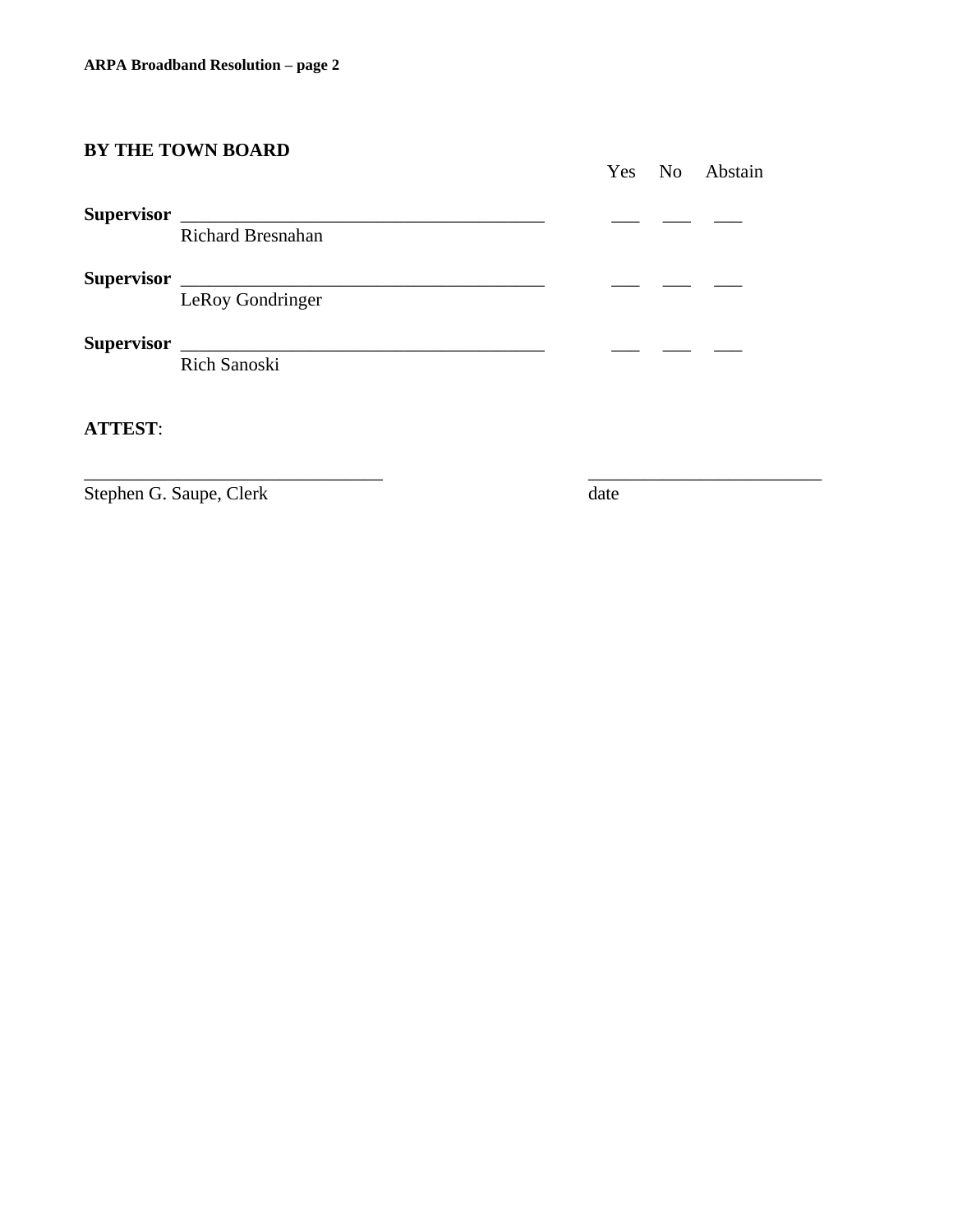**BY THE TOWN BOARD**

| | Yes | No | Abstain |
|---|---|---|---|
| **Supervisor** ______________________________________ Richard Bresnahan | ___ | ___ | ___ |
| **Supervisor** ______________________________________ LeRoy Gondringer | ___ | ___ | ___ |
| **Supervisor** ______________________________________ Rich Sanoski | ___ | ___ | ___ |

**ATTEST**:

_______________________________ Stephen G. Saupe, Clerk

________________________ date